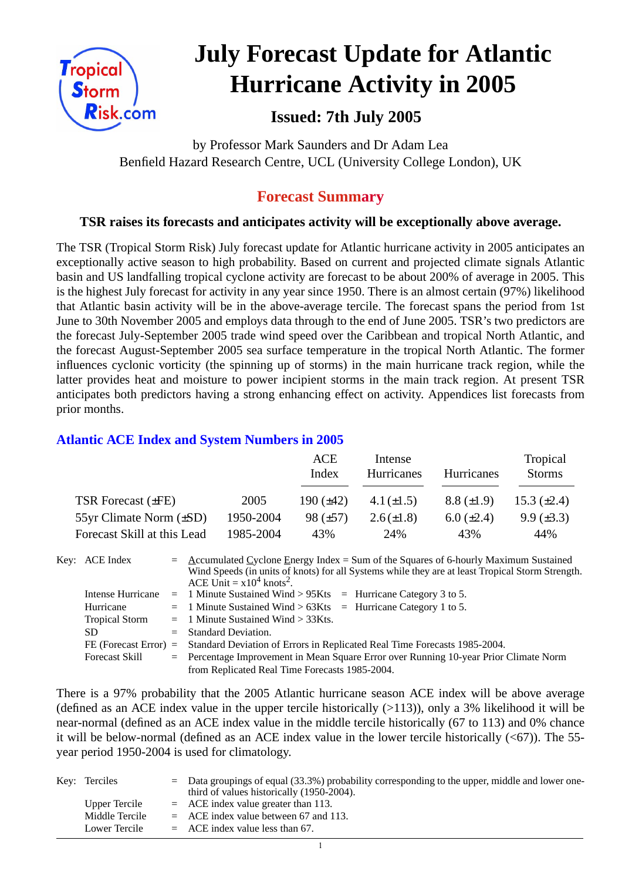# July Forecast Update for Atlantic Hurricane Activity in 2005

## Issued: 7th July 2005

by Professor Mark Saunders and Dr Adam Lea
Benfield Hazard Research Centre, UCL (University College London), UK

## Forecast Summary

**TSR raises its forecasts and anticipates activity will be exceptionally above average.**

The TSR (Tropical Storm Risk) July forecast update for Atlantic hurricane activity in 2005 anticipates an exceptionally active season to high probability. Based on current and projected climate signals Atlantic basin and US landfalling tropical cyclone activity are forecast to be about 200% of average in 2005. This is the highest July forecast for activity in any year since 1950. There is an almost certain (97%) likelihood that Atlantic basin activity will be in the above-average tercile. The forecast spans the period from 1st June to 30th November 2005 and employs data through to the end of June 2005. TSR's two predictors are the forecast July-September 2005 trade wind speed over the Caribbean and tropical North Atlantic, and the forecast August-September 2005 sea surface temperature in the tropical North Atlantic. The former influences cyclonic vorticity (the spinning up of storms) in the main hurricane track region, while the latter provides heat and moisture to power incipient storms in the main track region. At present TSR anticipates both predictors having a strong enhancing effect on activity. Appendices list forecasts from prior months.

### Atlantic ACE Index and System Numbers in 2005

| | | ACE Index | Intense Hurricanes | Hurricanes | Tropical Storms |
|---|---|---|---|---|---|
| TSR Forecast (±FE) | 2005 | 190 (±42) | 4.1 (±1.5) | 8.8 (±1.9) | 15.3 (±2.4) |
| 55yr Climate Norm (±SD) | 1950-2004 | 98 (±57) | 2.6 (±1.8) | 6.0 (±2.4) | 9.9 (±3.3) |
| Forecast Skill at this Lead | 1985-2004 | 43% | 24% | 43% | 44% |

Key:

| | | |
|---|---|---|
| ACE Index | = | Accumulated Cyclone Energy Index = Sum of the Squares of 6-hourly Maximum Sustained Wind Speeds (in units of knots) for all Systems while they are at least Tropical Storm Strength. ACE Unit = $x10^4$ knots$^2$. |
| Intense Hurricane | = | 1 Minute Sustained Wind > 95Kts = Hurricane Category 3 to 5. |
| Hurricane | = | 1 Minute Sustained Wind > 63Kts = Hurricane Category 1 to 5. |
| Tropical Storm | = | 1 Minute Sustained Wind > 33Kts. |
| SD | = | Standard Deviation. |
| FE (Forecast Error) | = | Standard Deviation of Errors in Replicated Real Time Forecasts 1985-2004. |
| Forecast Skill | = | Percentage Improvement in Mean Square Error over Running 10-year Prior Climate Norm from Replicated Real Time Forecasts 1985-2004. |

There is a 97% probability that the 2005 Atlantic hurricane season ACE index will be above average (defined as an ACE index value in the upper tercile historically (>113)), only a 3% likelihood it will be near-normal (defined as an ACE index value in the middle tercile historically (67 to 113) and 0% chance it will be below-normal (defined as an ACE index value in the lower tercile historically (<67)). The 55-year period 1950-2004 is used for climatology.

Key:

| | | |
|---|---|---|
| Terciles | = | Data groupings of equal (33.3%) probability corresponding to the upper, middle and lower one-third of values historically (1950-2004). |
| Upper Tercile | = | ACE index value greater than 113. |
| Middle Tercile | = | ACE index value between 67 and 113. |
| Lower Tercile | = | ACE index value less than 67. |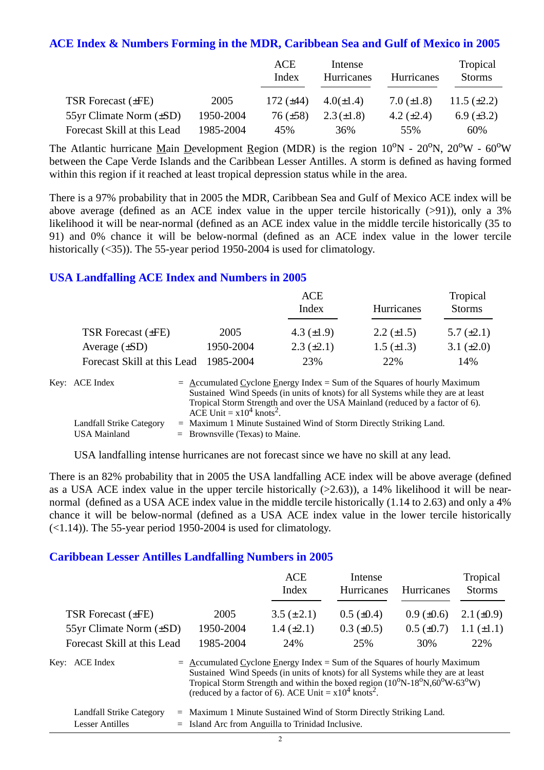### ACE Index & Numbers Forming in the MDR, Caribbean Sea and Gulf of Mexico in 2005

| | | ACE Index | Intense Hurricanes | Hurricanes | Tropical Storms |
|---|---|---|---|---|---|
| TSR Forecast (±FE) | 2005 | 172 (±44) | 4.0(±1.4) | 7.0 (±1.8) | 11.5 (±2.2) |
| 55yr Climate Norm (±SD) | 1950-2004 | 76 (±58) | 2.3 (±1.8) | 4.2 (±2.4) | 6.9 (±3.2) |
| Forecast Skill at this Lead | 1985-2004 | 45% | 36% | 55% | 60% |

The Atlantic hurricane Main Development Region (MDR) is the region 10°N - 20°N, 20°W - 60°W between the Cape Verde Islands and the Caribbean Lesser Antilles. A storm is defined as having formed within this region if it reached at least tropical depression status while in the area.

There is a 97% probability that in 2005 the MDR, Caribbean Sea and Gulf of Mexico ACE index will be above average (defined as an ACE index value in the upper tercile historically (>91)), only a 3% likelihood it will be near-normal (defined as an ACE index value in the middle tercile historically (35 to 91) and 0% chance it will be below-normal (defined as an ACE index value in the lower tercile historically (<35)). The 55-year period 1950-2004 is used for climatology.

### USA Landfalling ACE Index and Numbers in 2005

| | | ACE Index | Hurricanes | Tropical Storms |
|---|---|---|---|---|
| TSR Forecast (±FE) | 2005 | 4.3 (±1.9) | 2.2 (±1.5) | 5.7 (±2.1) |
| Average (±SD) | 1950-2004 | 2.3 (±2.1) | 1.5 (±1.3) | 3.1 (±2.0) |
| Forecast Skill at this Lead | 1985-2004 | 23% | 22% | 14% |

Key: ACE Index = Accumulated Cyclone Energy Index = Sum of the Squares of hourly Maximum Sustained Wind Speeds (in units of knots) for all Systems while they are at least Tropical Storm Strength and over the USA Mainland (reduced by a factor of 6). ACE Unit = $x10^4$ knots$^2$.

Landfall Strike Category = Maximum 1 Minute Sustained Wind of Storm Directly Striking Land.

USA Mainland = Brownsville (Texas) to Maine.

USA landfalling intense hurricanes are not forecast since we have no skill at any lead.

There is an 82% probability that in 2005 the USA landfalling ACE index will be above average (defined as a USA ACE index value in the upper tercile historically (>2.63)), a 14% likelihood it will be near-normal (defined as a USA ACE index value in the middle tercile historically (1.14 to 2.63) and only a 4% chance it will be below-normal (defined as a USA ACE index value in the lower tercile historically (<1.14)). The 55-year period 1950-2004 is used for climatology.

### Caribbean Lesser Antilles Landfalling Numbers in 2005

| | | ACE Index | Intense Hurricanes | Hurricanes | Tropical Storms |
|---|---|---|---|---|---|
| TSR Forecast (±FE) | 2005 | 3.5 (±2.1) | 0.5 (±0.4) | 0.9 (±0.6) | 2.1 (±0.9) |
| 55yr Climate Norm (±SD) | 1950-2004 | 1.4 (±2.1) | 0.3 (±0.5) | 0.5 (±0.7) | 1.1 (±1.1) |
| Forecast Skill at this Lead | 1985-2004 | 24% | 25% | 30% | 22% |

Key: ACE Index = Accumulated Cyclone Energy Index = Sum of the Squares of hourly Maximum Sustained Wind Speeds (in units of knots) for all Systems while they are at least Tropical Storm Strength and within the boxed region (10°N-18°N, 60°W-63°W) (reduced by a factor of 6). ACE Unit = $x10^4$ knots$^2$.

Landfall Strike Category = Maximum 1 Minute Sustained Wind of Storm Directly Striking Land.

Lesser Antilles = Island Arc from Anguilla to Trinidad Inclusive.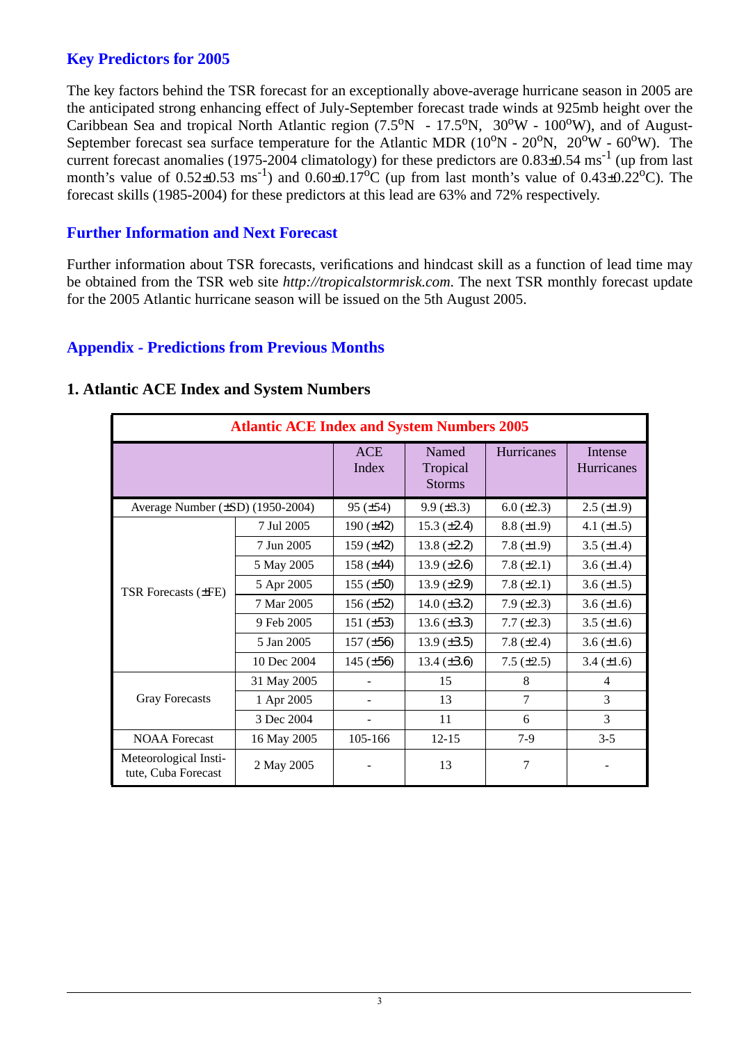## Key Predictors for 2005

The key factors behind the TSR forecast for an exceptionally above-average hurricane season in 2005 are the anticipated strong enhancing effect of July-September forecast trade winds at 925mb height over the Caribbean Sea and tropical North Atlantic region (7.5$^o$N - 17.5$^o$N, 30$^o$W - 100$^o$W), and of August-September forecast sea surface temperature for the Atlantic MDR (10$^o$N - 20$^o$N, 20$^o$W - 60$^o$W). The current forecast anomalies (1975-2004 climatology) for these predictors are 0.83±0.54 ms$^{-1}$ (up from last month's value of 0.52±0.53 ms$^{-1}$) and 0.60±0.17$^o$C (up from last month's value of 0.43±0.22$^o$C). The forecast skills (1985-2004) for these predictors at this lead are 63% and 72% respectively.

## Further Information and Next Forecast

Further information about TSR forecasts, verifications and hindcast skill as a function of lead time may be obtained from the TSR web site *http://tropicalstormrisk.com*. The next TSR monthly forecast update for the 2005 Atlantic hurricane season will be issued on the 5th August 2005.

## Appendix - Predictions from Previous Months

### 1. Atlantic ACE Index and System Numbers

| Atlantic ACE Index and System Numbers 2005 | | ACE Index | Named Tropical Storms | Hurricanes | Intense Hurricanes |
|---|---|---|---|---|---|
| Average Number (±SD) (1950-2004) | | 95 (±54) | 9.9 (±3.3) | 6.0 (±2.3) | 2.5 (±1.9) |
| TSR Forecasts (±FE) | 7 Jul 2005 | 190 (±42) | 15.3 (±2.4) | 8.8 (±1.9) | 4.1 (±1.5) |
| | 7 Jun 2005 | 159 (±42) | 13.8 (±2.2) | 7.8 (±1.9) | 3.5 (±1.4) |
| | 5 May 2005 | 158 (±44) | 13.9 (±2.6) | 7.8 (±2.1) | 3.6 (±1.4) |
| | 5 Apr 2005 | 155 (±50) | 13.9 (±2.9) | 7.8 (±2.1) | 3.6 (±1.5) |
| | 7 Mar 2005 | 156 (±52) | 14.0 (±3.2) | 7.9 (±2.3) | 3.6 (±1.6) |
| | 9 Feb 2005 | 151 (±53) | 13.6 (±3.3) | 7.7 (±2.3) | 3.5 (±1.6) |
| | 5 Jan 2005 | 157 (±56) | 13.9 (±3.5) | 7.8 (±2.4) | 3.6 (±1.6) |
| | 10 Dec 2004 | 145 (±56) | 13.4 (±3.6) | 7.5 (±2.5) | 3.4 (±1.6) |
| Gray Forecasts | 31 May 2005 | - | 15 | 8 | 4 |
| | 1 Apr 2005 | - | 13 | 7 | 3 |
| | 3 Dec 2004 | - | 11 | 6 | 3 |
| NOAA Forecast | 16 May 2005 | 105-166 | 12-15 | 7-9 | 3-5 |
| Meteorological Institute, Cuba Forecast | 2 May 2005 | - | 13 | 7 | - |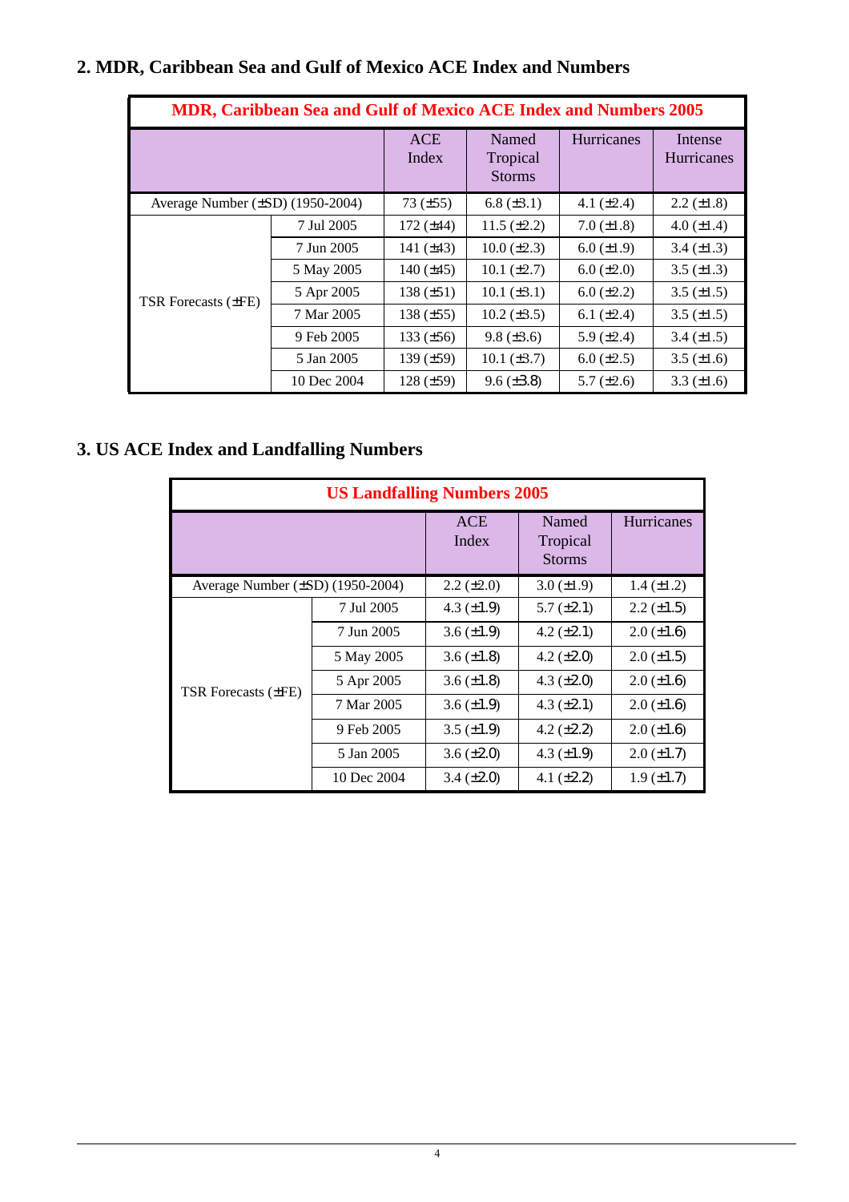## 2. MDR, Caribbean Sea and Gulf of Mexico ACE Index and Numbers

| MDR, Caribbean Sea and Gulf of Mexico ACE Index and Numbers 2005 | | | | | |
|---|---|---|---|---|---|
| | | ACE Index | Named Tropical Storms | Hurricanes | Intense Hurricanes |
| Average Number (±SD) (1950-2004) | | 73 (±55) | 6.8 (±3.1) | 4.1 (±2.4) | 2.2 (±1.8) |
| TSR Forecasts (±FE) | 7 Jul 2005 | 172 (±44) | 11.5 (±2.2) | 7.0 (±1.8) | 4.0 (±1.4) |
| | 7 Jun 2005 | 141 (±43) | 10.0 (±2.3) | 6.0 (±1.9) | 3.4 (±1.3) |
| | 5 May 2005 | 140 (±45) | 10.1 (±2.7) | 6.0 (±2.0) | 3.5 (±1.3) |
| | 5 Apr 2005 | 138 (±51) | 10.1 (±3.1) | 6.0 (±2.2) | 3.5 (±1.5) |
| | 7 Mar 2005 | 138 (±55) | 10.2 (±3.5) | 6.1 (±2.4) | 3.5 (±1.5) |
| | 9 Feb 2005 | 133 (±56) | 9.8 (±3.6) | 5.9 (±2.4) | 3.4 (±1.5) |
| | 5 Jan 2005 | 139 (±59) | 10.1 (±3.7) | 6.0 (±2.5) | 3.5 (±1.6) |
| | 10 Dec 2004 | 128 (±59) | 9.6 (±3.8) | 5.7 (±2.6) | 3.3 (±1.6) |

## 3. US ACE Index and Landfalling Numbers

| US Landfalling Numbers 2005 | | | | |
|---|---|---|---|---|
| | | ACE Index | Named Tropical Storms | Hurricanes |
| Average Number (±SD) (1950-2004) | | 2.2 (±2.0) | 3.0 (±1.9) | 1.4 (±1.2) |
| TSR Forecasts (±FE) | 7 Jul 2005 | 4.3 (±1.9) | 5.7 (±2.1) | 2.2 (±1.5) |
| | 7 Jun 2005 | 3.6 (±1.9) | 4.2 (±2.1) | 2.0 (±1.6) |
| | 5 May 2005 | 3.6 (±1.8) | 4.2 (±2.0) | 2.0 (±1.5) |
| | 5 Apr 2005 | 3.6 (±1.8) | 4.3 (±2.0) | 2.0 (±1.6) |
| | 7 Mar 2005 | 3.6 (±1.9) | 4.3 (±2.1) | 2.0 (±1.6) |
| | 9 Feb 2005 | 3.5 (±1.9) | 4.2 (±2.2) | 2.0 (±1.6) |
| | 5 Jan 2005 | 3.6 (±2.0) | 4.3 (±1.9) | 2.0 (±1.7) |
| | 10 Dec 2004 | 3.4 (±2.0) | 4.1 (±2.2) | 1.9 (±1.7) |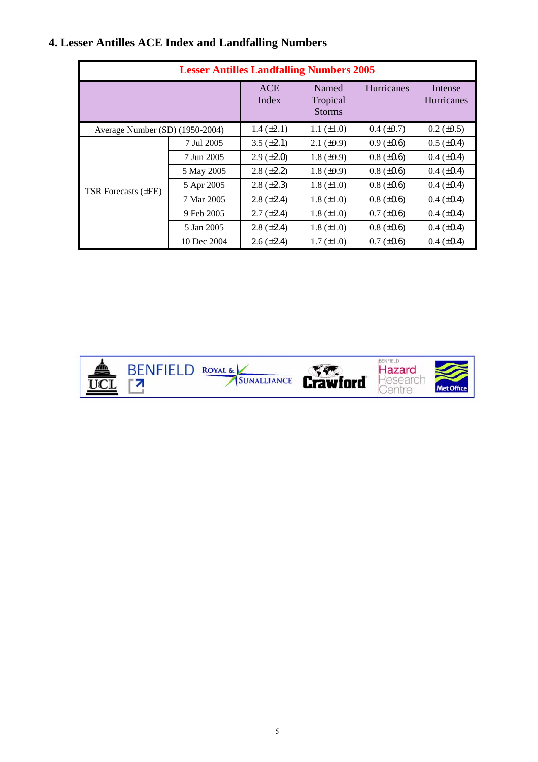## 4. Lesser Antilles ACE Index and Landfalling Numbers

| Lesser Antilles Landfalling Numbers 2005 | | | | | |
|---|---|---|---|---|---|
| | | ACE Index | Named Tropical Storms | Hurricanes | Intense Hurricanes |
| Average Number (SD) (1950-2004) | | 1.4 (±2.1) | 1.1 (±1.0) | 0.4 (±0.7) | 0.2 (±0.5) |
| TSR Forecasts (±FE) | 7 Jul 2005 | 3.5 (±2.1) | 2.1 (±0.9) | 0.9 (±0.6) | 0.5 (±0.4) |
| | 7 Jun 2005 | 2.9 (±2.0) | 1.8 (±0.9) | 0.8 (±0.6) | 0.4 (±0.4) |
| | 5 May 2005 | 2.8 (±2.2) | 1.8 (±0.9) | 0.8 (±0.6) | 0.4 (±0.4) |
| | 5 Apr 2005 | 2.8 (±2.3) | 1.8 (±1.0) | 0.8 (±0.6) | 0.4 (±0.4) |
| | 7 Mar 2005 | 2.8 (±2.4) | 1.8 (±1.0) | 0.8 (±0.6) | 0.4 (±0.4) |
| | 9 Feb 2005 | 2.7 (±2.4) | 1.8 (±1.0) | 0.7 (±0.6) | 0.4 (±0.4) |
| | 5 Jan 2005 | 2.8 (±2.4) | 1.8 (±1.0) | 0.8 (±0.6) | 0.4 (±0.4) |
| | 10 Dec 2004 | 2.6 (±2.4) | 1.7 (±1.0) | 0.7 (±0.6) | 0.4 (±0.4) |

UCL BENFIELD ROYAL & SUNALLIANCE Crawford BENFIELD Hazard Research Centre Met Office